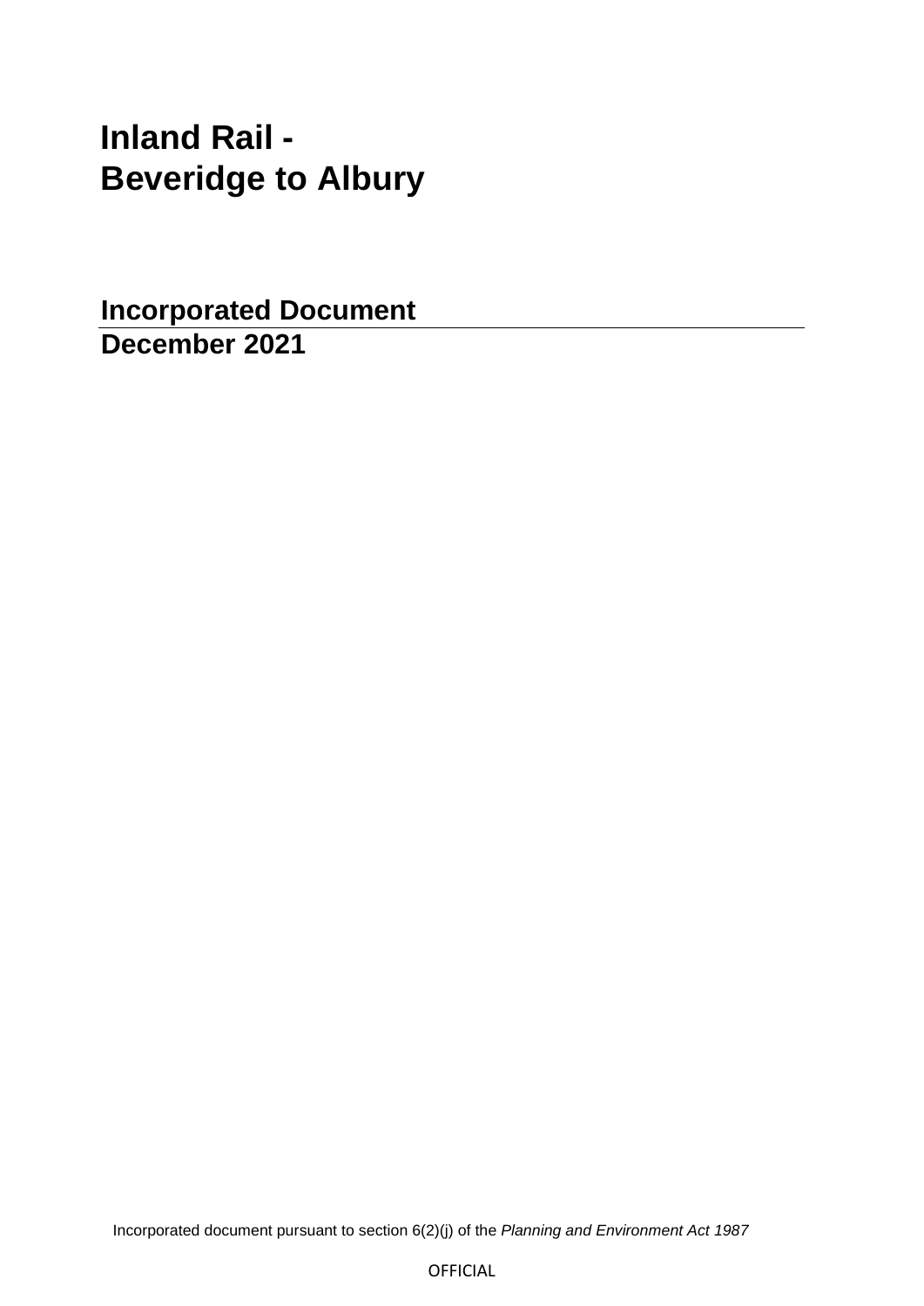# Inland Rail - Beveridge to Albury

## Incorporated Document
## December 2021

Incorporated document pursuant to section 6(2)(j) of the *Planning and Environment Act 1987*

OFFICIAL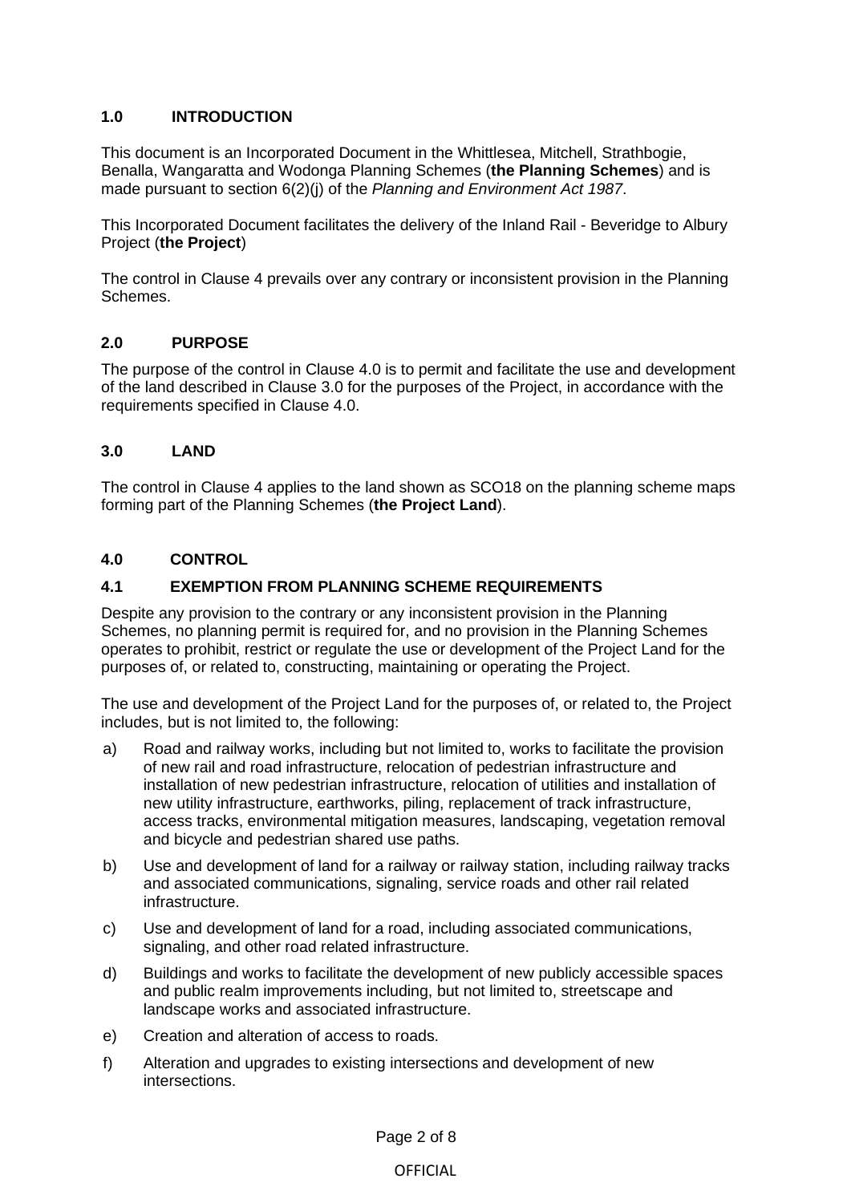## 1.0 INTRODUCTION

This document is an Incorporated Document in the Whittlesea, Mitchell, Strathbogie, Benalla, Wangaratta and Wodonga Planning Schemes (**the Planning Schemes**) and is made pursuant to section 6(2)(j) of the *Planning and Environment Act 1987*.

This Incorporated Document facilitates the delivery of the Inland Rail - Beveridge to Albury Project (**the Project**)

The control in Clause 4 prevails over any contrary or inconsistent provision in the Planning Schemes.

## 2.0 PURPOSE

The purpose of the control in Clause 4.0 is to permit and facilitate the use and development of the land described in Clause 3.0 for the purposes of the Project, in accordance with the requirements specified in Clause 4.0.

## 3.0 LAND

The control in Clause 4 applies to the land shown as SCO18 on the planning scheme maps forming part of the Planning Schemes (**the Project Land**).

## 4.0 CONTROL

### 4.1 EXEMPTION FROM PLANNING SCHEME REQUIREMENTS

Despite any provision to the contrary or any inconsistent provision in the Planning Schemes, no planning permit is required for, and no provision in the Planning Schemes operates to prohibit, restrict or regulate the use or development of the Project Land for the purposes of, or related to, constructing, maintaining or operating the Project.

The use and development of the Project Land for the purposes of, or related to, the Project includes, but is not limited to, the following:

a) Road and railway works, including but not limited to, works to facilitate the provision of new rail and road infrastructure, relocation of pedestrian infrastructure and installation of new pedestrian infrastructure, relocation of utilities and installation of new utility infrastructure, earthworks, piling, replacement of track infrastructure, access tracks, environmental mitigation measures, landscaping, vegetation removal and bicycle and pedestrian shared use paths.

b) Use and development of land for a railway or railway station, including railway tracks and associated communications, signaling, service roads and other rail related infrastructure.

c) Use and development of land for a road, including associated communications, signaling, and other road related infrastructure.

d) Buildings and works to facilitate the development of new publicly accessible spaces and public realm improvements including, but not limited to, streetscape and landscape works and associated infrastructure.

e) Creation and alteration of access to roads.

f) Alteration and upgrades to existing intersections and development of new intersections.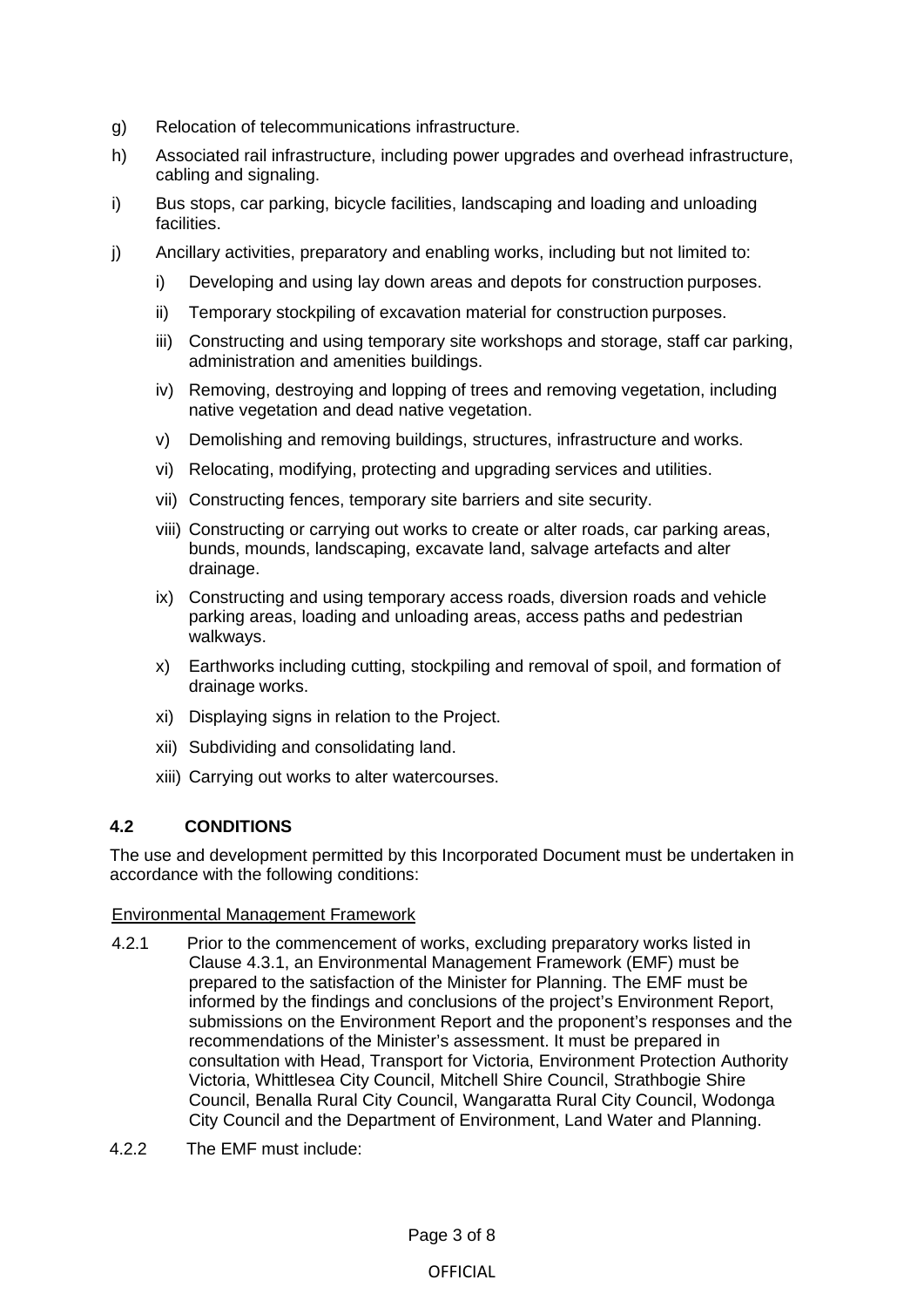g) Relocation of telecommunications infrastructure.

h) Associated rail infrastructure, including power upgrades and overhead infrastructure, cabling and signaling.

i) Bus stops, car parking, bicycle facilities, landscaping and loading and unloading facilities.

j) Ancillary activities, preparatory and enabling works, including but not limited to:

   i) Developing and using lay down areas and depots for construction purposes.

   ii) Temporary stockpiling of excavation material for construction purposes.

   iii) Constructing and using temporary site workshops and storage, staff car parking, administration and amenities buildings.

   iv) Removing, destroying and lopping of trees and removing vegetation, including native vegetation and dead native vegetation.

   v) Demolishing and removing buildings, structures, infrastructure and works.

   vi) Relocating, modifying, protecting and upgrading services and utilities.

   vii) Constructing fences, temporary site barriers and site security.

   viii) Constructing or carrying out works to create or alter roads, car parking areas, bunds, mounds, landscaping, excavate land, salvage artefacts and alter drainage.

   ix) Constructing and using temporary access roads, diversion roads and vehicle parking areas, loading and unloading areas, access paths and pedestrian walkways.

   x) Earthworks including cutting, stockpiling and removal of spoil, and formation of drainage works.

   xi) Displaying signs in relation to the Project.

   xii) Subdividing and consolidating land.

   xiii) Carrying out works to alter watercourses.

## 4.2 CONDITIONS

The use and development permitted by this Incorporated Document must be undertaken in accordance with the following conditions:

Environmental Management Framework

4.2.1 Prior to the commencement of works, excluding preparatory works listed in Clause 4.3.1, an Environmental Management Framework (EMF) must be prepared to the satisfaction of the Minister for Planning. The EMF must be informed by the findings and conclusions of the project's Environment Report, submissions on the Environment Report and the proponent's responses and the recommendations of the Minister's assessment. It must be prepared in consultation with Head, Transport for Victoria, Environment Protection Authority Victoria, Whittlesea City Council, Mitchell Shire Council, Strathbogie Shire Council, Benalla Rural City Council, Wangaratta Rural City Council, Wodonga City Council and the Department of Environment, Land Water and Planning.

4.2.2 The EMF must include: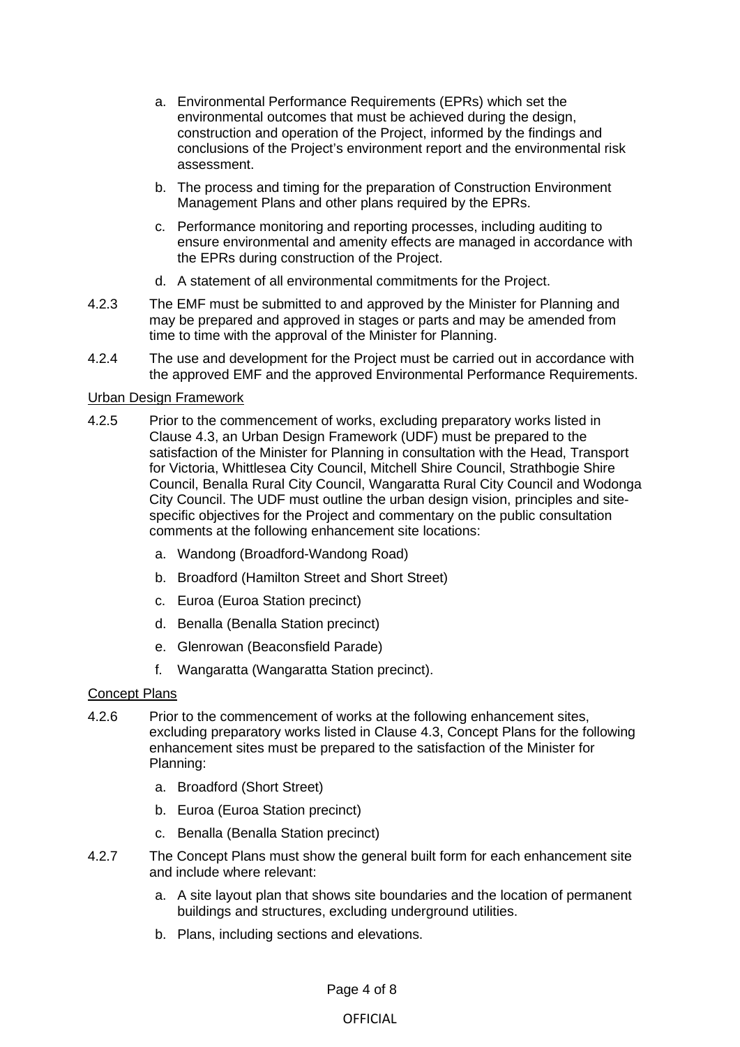a. Environmental Performance Requirements (EPRs) which set the environmental outcomes that must be achieved during the design, construction and operation of the Project, informed by the findings and conclusions of the Project's environment report and the environmental risk assessment.

b. The process and timing for the preparation of Construction Environment Management Plans and other plans required by the EPRs.

c. Performance monitoring and reporting processes, including auditing to ensure environmental and amenity effects are managed in accordance with the EPRs during construction of the Project.

d. A statement of all environmental commitments for the Project.

4.2.3 The EMF must be submitted to and approved by the Minister for Planning and may be prepared and approved in stages or parts and may be amended from time to time with the approval of the Minister for Planning.

4.2.4 The use and development for the Project must be carried out in accordance with the approved EMF and the approved Environmental Performance Requirements.

Urban Design Framework

4.2.5 Prior to the commencement of works, excluding preparatory works listed in Clause 4.3, an Urban Design Framework (UDF) must be prepared to the satisfaction of the Minister for Planning in consultation with the Head, Transport for Victoria, Whittlesea City Council, Mitchell Shire Council, Strathbogie Shire Council, Benalla Rural City Council, Wangaratta Rural City Council and Wodonga City Council. The UDF must outline the urban design vision, principles and site-specific objectives for the Project and commentary on the public consultation comments at the following enhancement site locations:

a. Wandong (Broadford-Wandong Road)

b. Broadford (Hamilton Street and Short Street)

c. Euroa (Euroa Station precinct)

d. Benalla (Benalla Station precinct)

e. Glenrowan (Beaconsfield Parade)

f. Wangaratta (Wangaratta Station precinct).

Concept Plans

4.2.6 Prior to the commencement of works at the following enhancement sites, excluding preparatory works listed in Clause 4.3, Concept Plans for the following enhancement sites must be prepared to the satisfaction of the Minister for Planning:

a. Broadford (Short Street)

b. Euroa (Euroa Station precinct)

c. Benalla (Benalla Station precinct)

4.2.7 The Concept Plans must show the general built form for each enhancement site and include where relevant:

a. A site layout plan that shows site boundaries and the location of permanent buildings and structures, excluding underground utilities.

b. Plans, including sections and elevations.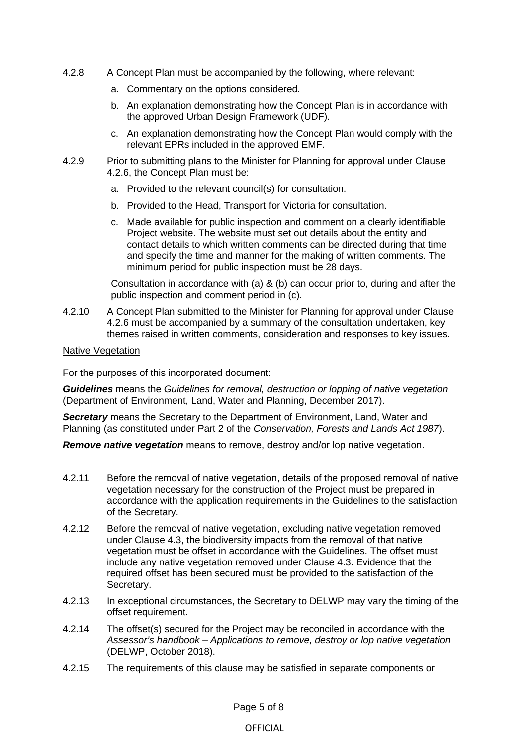4.2.8 A Concept Plan must be accompanied by the following, where relevant:

a. Commentary on the options considered.

b. An explanation demonstrating how the Concept Plan is in accordance with the approved Urban Design Framework (UDF).

c. An explanation demonstrating how the Concept Plan would comply with the relevant EPRs included in the approved EMF.

4.2.9 Prior to submitting plans to the Minister for Planning for approval under Clause 4.2.6, the Concept Plan must be:

a. Provided to the relevant council(s) for consultation.

b. Provided to the Head, Transport for Victoria for consultation.

c. Made available for public inspection and comment on a clearly identifiable Project website. The website must set out details about the entity and contact details to which written comments can be directed during that time and specify the time and manner for the making of written comments. The minimum period for public inspection must be 28 days.

Consultation in accordance with (a) & (b) can occur prior to, during and after the public inspection and comment period in (c).

4.2.10 A Concept Plan submitted to the Minister for Planning for approval under Clause 4.2.6 must be accompanied by a summary of the consultation undertaken, key themes raised in written comments, consideration and responses to key issues.

Native Vegetation

For the purposes of this incorporated document:

***Guidelines*** means the *Guidelines for removal, destruction or lopping of native vegetation* (Department of Environment, Land, Water and Planning, December 2017).

***Secretary*** means the Secretary to the Department of Environment, Land, Water and Planning (as constituted under Part 2 of the *Conservation, Forests and Lands Act 1987*).

***Remove native vegetation*** means to remove, destroy and/or lop native vegetation.

4.2.11 Before the removal of native vegetation, details of the proposed removal of native vegetation necessary for the construction of the Project must be prepared in accordance with the application requirements in the Guidelines to the satisfaction of the Secretary.

4.2.12 Before the removal of native vegetation, excluding native vegetation removed under Clause 4.3, the biodiversity impacts from the removal of that native vegetation must be offset in accordance with the Guidelines. The offset must include any native vegetation removed under Clause 4.3. Evidence that the required offset has been secured must be provided to the satisfaction of the Secretary.

4.2.13 In exceptional circumstances, the Secretary to DELWP may vary the timing of the offset requirement.

4.2.14 The offset(s) secured for the Project may be reconciled in accordance with the *Assessor's handbook – Applications to remove, destroy or lop native vegetation* (DELWP, October 2018).

4.2.15 The requirements of this clause may be satisfied in separate components or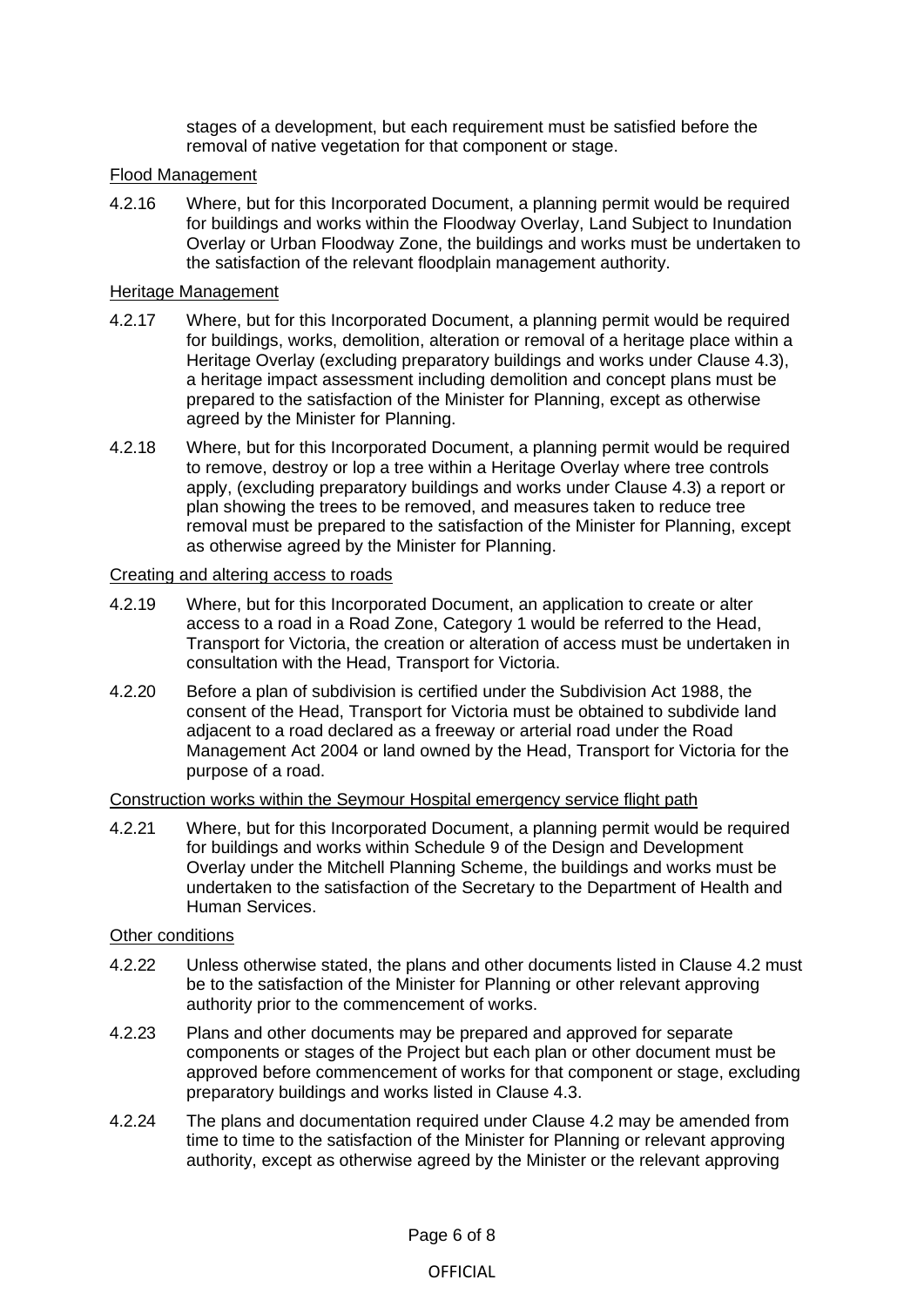stages of a development, but each requirement must be satisfied before the removal of native vegetation for that component or stage.

Flood Management

4.2.16 Where, but for this Incorporated Document, a planning permit would be required for buildings and works within the Floodway Overlay, Land Subject to Inundation Overlay or Urban Floodway Zone, the buildings and works must be undertaken to the satisfaction of the relevant floodplain management authority.

Heritage Management

4.2.17 Where, but for this Incorporated Document, a planning permit would be required for buildings, works, demolition, alteration or removal of a heritage place within a Heritage Overlay (excluding preparatory buildings and works under Clause 4.3), a heritage impact assessment including demolition and concept plans must be prepared to the satisfaction of the Minister for Planning, except as otherwise agreed by the Minister for Planning.

4.2.18 Where, but for this Incorporated Document, a planning permit would be required to remove, destroy or lop a tree within a Heritage Overlay where tree controls apply, (excluding preparatory buildings and works under Clause 4.3) a report or plan showing the trees to be removed, and measures taken to reduce tree removal must be prepared to the satisfaction of the Minister for Planning, except as otherwise agreed by the Minister for Planning.

Creating and altering access to roads

4.2.19 Where, but for this Incorporated Document, an application to create or alter access to a road in a Road Zone, Category 1 would be referred to the Head, Transport for Victoria, the creation or alteration of access must be undertaken in consultation with the Head, Transport for Victoria.

4.2.20 Before a plan of subdivision is certified under the Subdivision Act 1988, the consent of the Head, Transport for Victoria must be obtained to subdivide land adjacent to a road declared as a freeway or arterial road under the Road Management Act 2004 or land owned by the Head, Transport for Victoria for the purpose of a road.

Construction works within the Seymour Hospital emergency service flight path

4.2.21 Where, but for this Incorporated Document, a planning permit would be required for buildings and works within Schedule 9 of the Design and Development Overlay under the Mitchell Planning Scheme, the buildings and works must be undertaken to the satisfaction of the Secretary to the Department of Health and Human Services.

Other conditions

4.2.22 Unless otherwise stated, the plans and other documents listed in Clause 4.2 must be to the satisfaction of the Minister for Planning or other relevant approving authority prior to the commencement of works.

4.2.23 Plans and other documents may be prepared and approved for separate components or stages of the Project but each plan or other document must be approved before commencement of works for that component or stage, excluding preparatory buildings and works listed in Clause 4.3.

4.2.24 The plans and documentation required under Clause 4.2 may be amended from time to time to the satisfaction of the Minister for Planning or relevant approving authority, except as otherwise agreed by the Minister or the relevant approving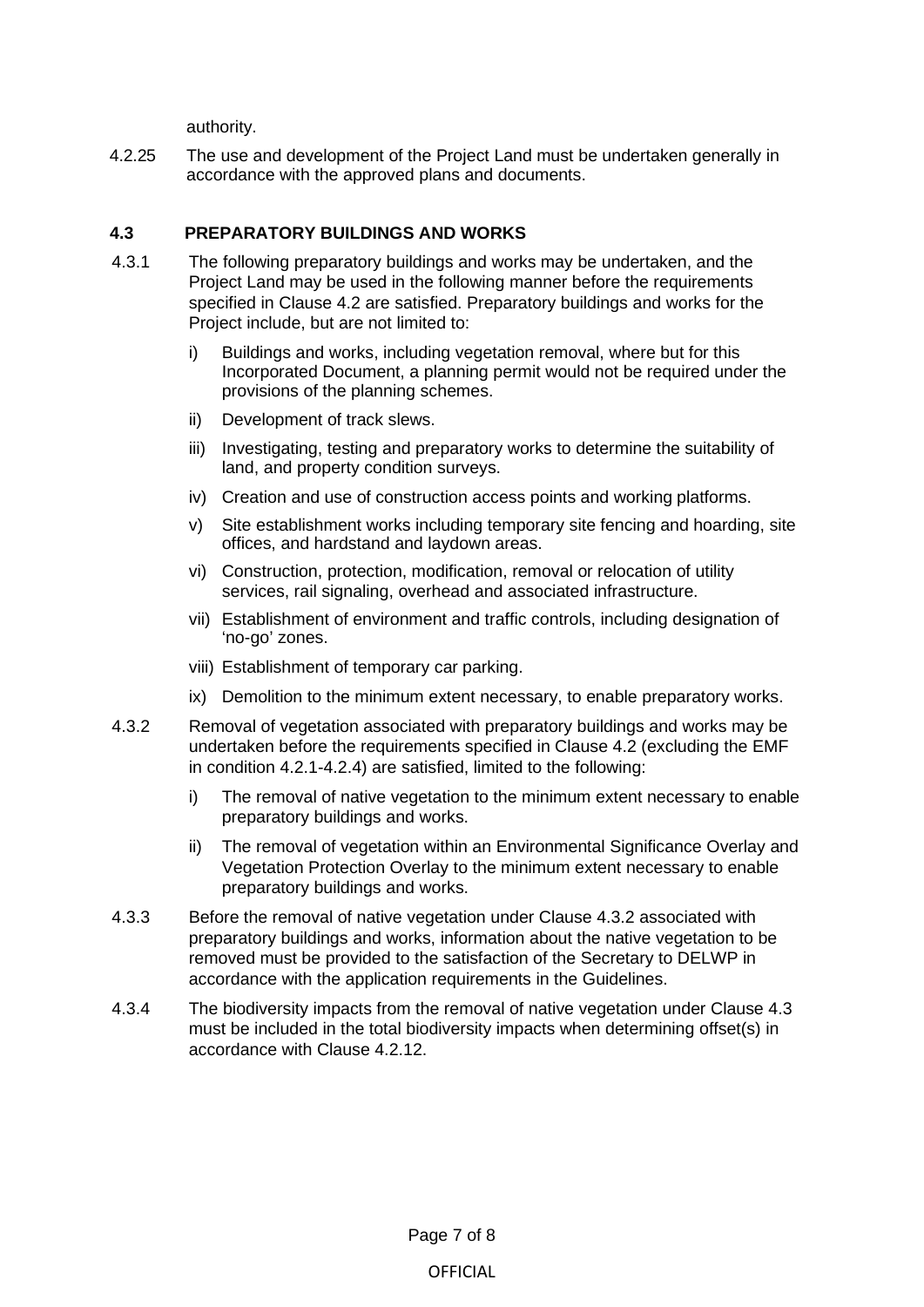authority.

4.2.25 The use and development of the Project Land must be undertaken generally in accordance with the approved plans and documents.

### 4.3 PREPARATORY BUILDINGS AND WORKS

4.3.1 The following preparatory buildings and works may be undertaken, and the Project Land may be used in the following manner before the requirements specified in Clause 4.2 are satisfied. Preparatory buildings and works for the Project include, but are not limited to:

- i) Buildings and works, including vegetation removal, where but for this Incorporated Document, a planning permit would not be required under the provisions of the planning schemes.
- ii) Development of track slews.
- iii) Investigating, testing and preparatory works to determine the suitability of land, and property condition surveys.
- iv) Creation and use of construction access points and working platforms.
- v) Site establishment works including temporary site fencing and hoarding, site offices, and hardstand and laydown areas.
- vi) Construction, protection, modification, removal or relocation of utility services, rail signaling, overhead and associated infrastructure.
- vii) Establishment of environment and traffic controls, including designation of 'no-go' zones.
- viii) Establishment of temporary car parking.
- ix) Demolition to the minimum extent necessary, to enable preparatory works.

4.3.2 Removal of vegetation associated with preparatory buildings and works may be undertaken before the requirements specified in Clause 4.2 (excluding the EMF in condition 4.2.1-4.2.4) are satisfied, limited to the following:

- i) The removal of native vegetation to the minimum extent necessary to enable preparatory buildings and works.
- ii) The removal of vegetation within an Environmental Significance Overlay and Vegetation Protection Overlay to the minimum extent necessary to enable preparatory buildings and works.

4.3.3 Before the removal of native vegetation under Clause 4.3.2 associated with preparatory buildings and works, information about the native vegetation to be removed must be provided to the satisfaction of the Secretary to DELWP in accordance with the application requirements in the Guidelines.

4.3.4 The biodiversity impacts from the removal of native vegetation under Clause 4.3 must be included in the total biodiversity impacts when determining offset(s) in accordance with Clause 4.2.12.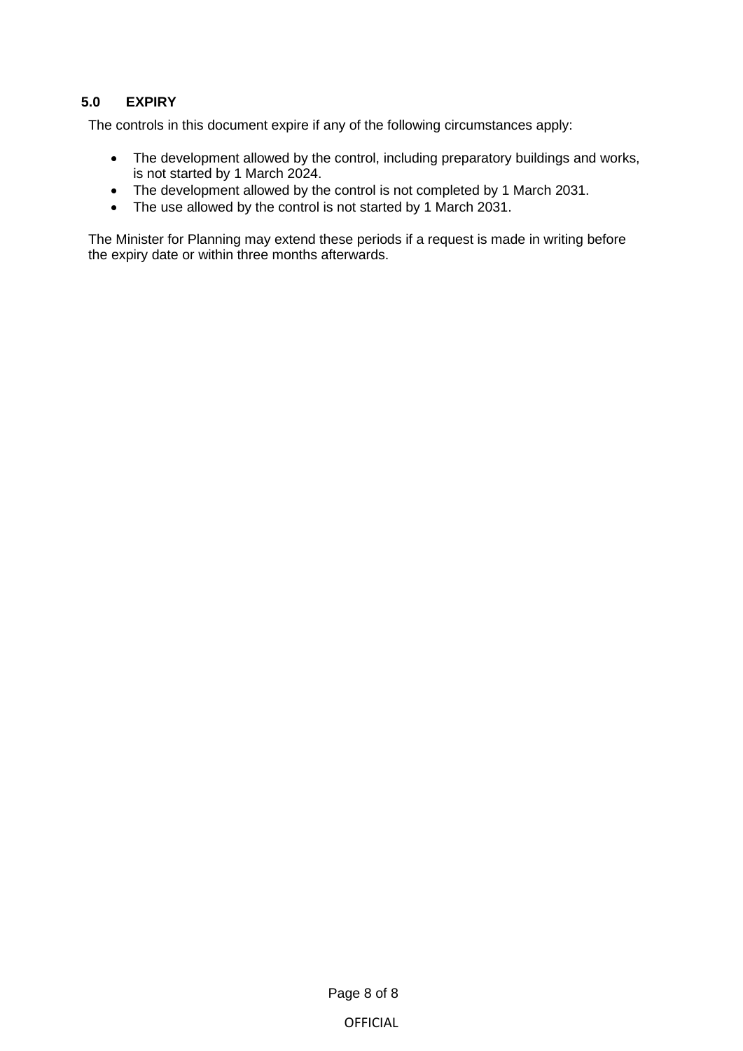## 5.0 EXPIRY

The controls in this document expire if any of the following circumstances apply:

- The development allowed by the control, including preparatory buildings and works, is not started by 1 March 2024.
- The development allowed by the control is not completed by 1 March 2031.
- The use allowed by the control is not started by 1 March 2031.

The Minister for Planning may extend these periods if a request is made in writing before the expiry date or within three months afterwards.